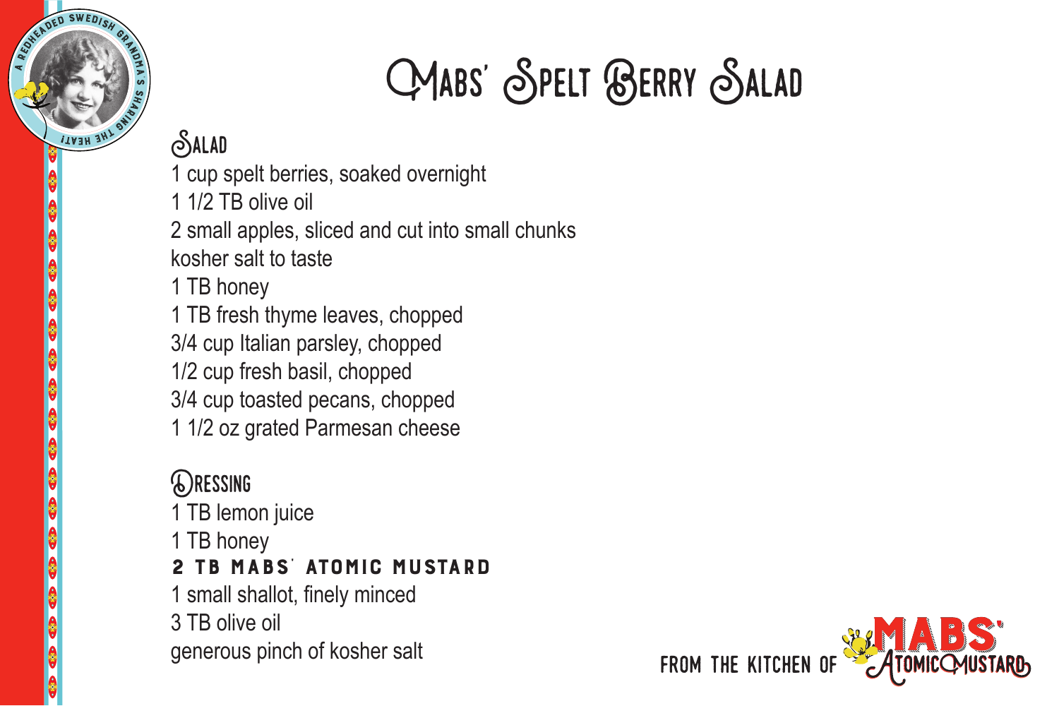# Mabs' Spelt Berry Salad

## Salad

1 cup spelt berries, soaked overnight
1 1/2 TB olive oil
2 small apples, sliced and cut into small chunks
kosher salt to taste
1 TB honey
1 TB fresh thyme leaves, chopped
3/4 cup Italian parsley, chopped
1/2 cup fresh basil, chopped
3/4 cup toasted pecans, chopped
1 1/2 oz grated Parmesan cheese

## Dressing

1 TB lemon juice
1 TB honey
**2 TB MABS' ATOMIC MUSTARD**
1 small shallot, finely minced
3 TB olive oil
generous pinch of kosher salt

FROM THE KITCHEN OF MABS' ATOMIC MUSTARD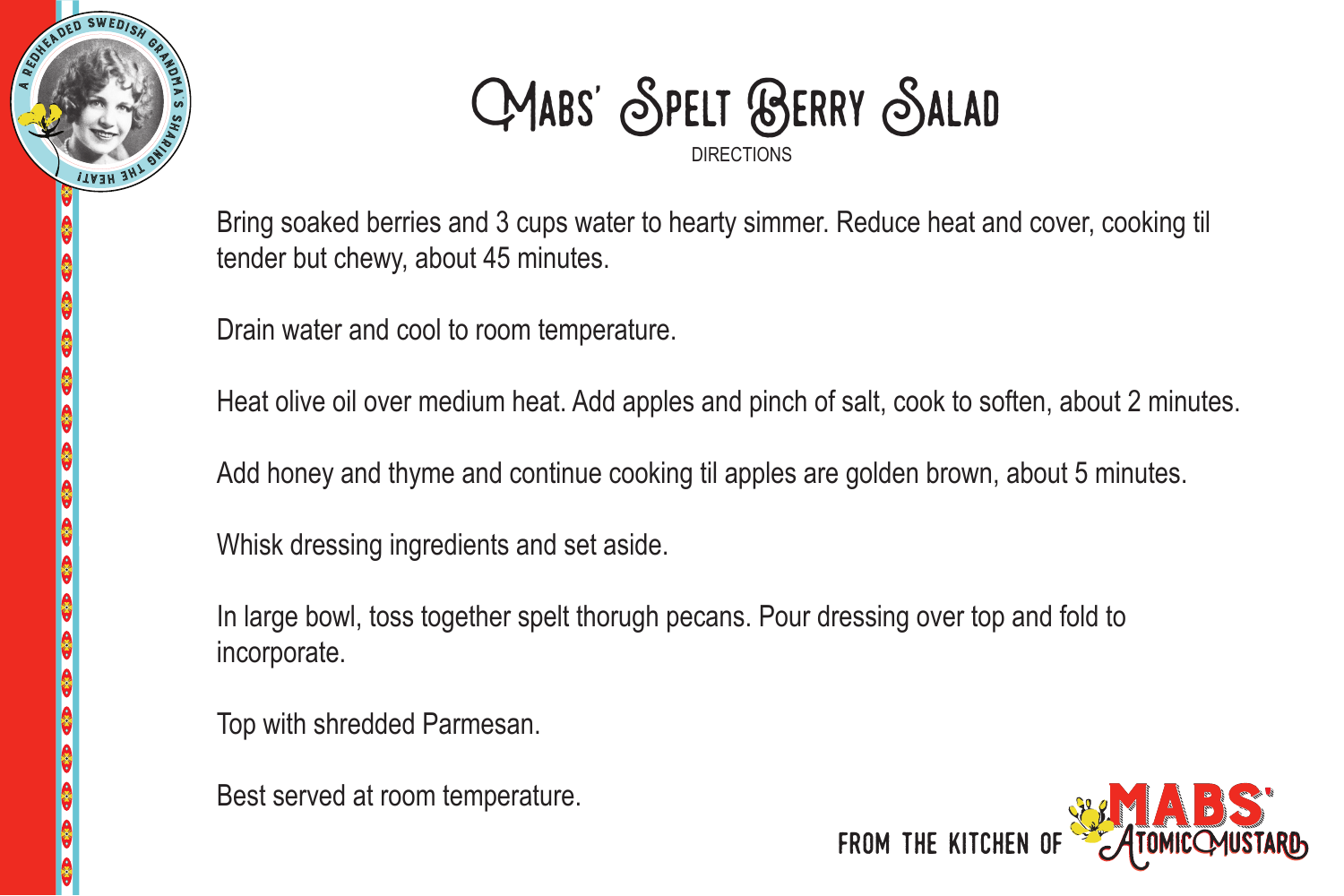# Mabs' Spelt Berry Salad

DIRECTIONS

Bring soaked berries and 3 cups water to hearty simmer. Reduce heat and cover, cooking til tender but chewy, about 45 minutes.

Drain water and cool to room temperature.

Heat olive oil over medium heat. Add apples and pinch of salt, cook to soften, about 2 minutes.

Add honey and thyme and continue cooking til apples are golden brown, about 5 minutes.

Whisk dressing ingredients and set aside.

In large bowl, toss together spelt thorugh pecans. Pour dressing over top and fold to incorporate.

Top with shredded Parmesan.

Best served at room temperature.

FROM THE KITCHEN OF MABS' ATOMIC MUSTARD